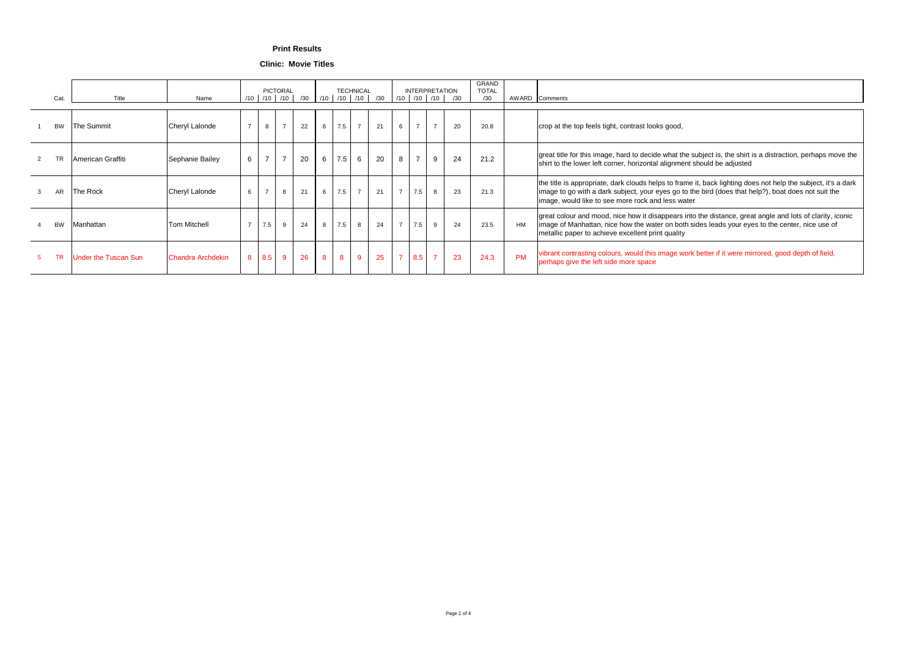**Print Results**

**Clinic: Movie Titles**

| | Cat. | Title | Name | PICTORAL /10 | /10 | /10 | /30 | TECHNICAL /10 | /10 | /10 | /30 | INTERPRETATION /10 | /10 | /10 | /30 | GRAND TOTAL /30 | AWARD | Comments |
|---|---|---|---|---|---|---|---|---|---|---|---|---|---|---|---|---|---|---|
| 1 | BW | The Summit | Cheryl Lalonde | 7 | 8 | 7 | 22 | 6 | 7.5 | 7 | 21 | 6 | 7 | 7 | 20 | 20.8 | | crop at the top feels tight, contrast looks good, |
| 2 | TR | American Graffiti | Sephanie Bailey | 6 | 7 | 7 | 20 | 6 | 7.5 | 6 | 20 | 8 | 7 | 9 | 24 | 21.2 | | great title for this image, hard to decide what the subject is, the shirt is a distraction, perhaps move the shirt to the lower left corner, horizontal alignment should be adjusted |
| 3 | AR | The Rock | Cheryl Lalonde | 6 | 7 | 8 | 21 | 6 | 7.5 | 7 | 21 | 7 | 7.5 | 8 | 23 | 21.3 | | the title is appropriate, dark clouds helps to frame it, back lighting does not help the subject, it's a dark image to go with a dark subject, your eyes go to the bird (does that help?), boat does not suit the image, would like to see more rock and less water |
| 4 | BW | Manhattan | Tom Mitchell | 7 | 7.5 | 9 | 24 | 8 | 7.5 | 8 | 24 | 7 | 7.5 | 9 | 24 | 23.5 | HM | great colour and mood, nice how it disappears into the distance, great angle and lots of clarity, iconic image of Manhattan, nice how the water on both sides leads your eyes to the center, nice use of metallic paper to achieve excellent print quality |
| 5 | TR | Under the Tuscan Sun | Chandra Archdekin | 8 | 8.5 | 9 | 26 | 8 | 8 | 9 | 25 | 7 | 8.5 | 7 | 23 | 24.3 | PM | vibrant contrasting colours, would this image work better if it were mirrored, good depth of field, perhaps give the left side more space |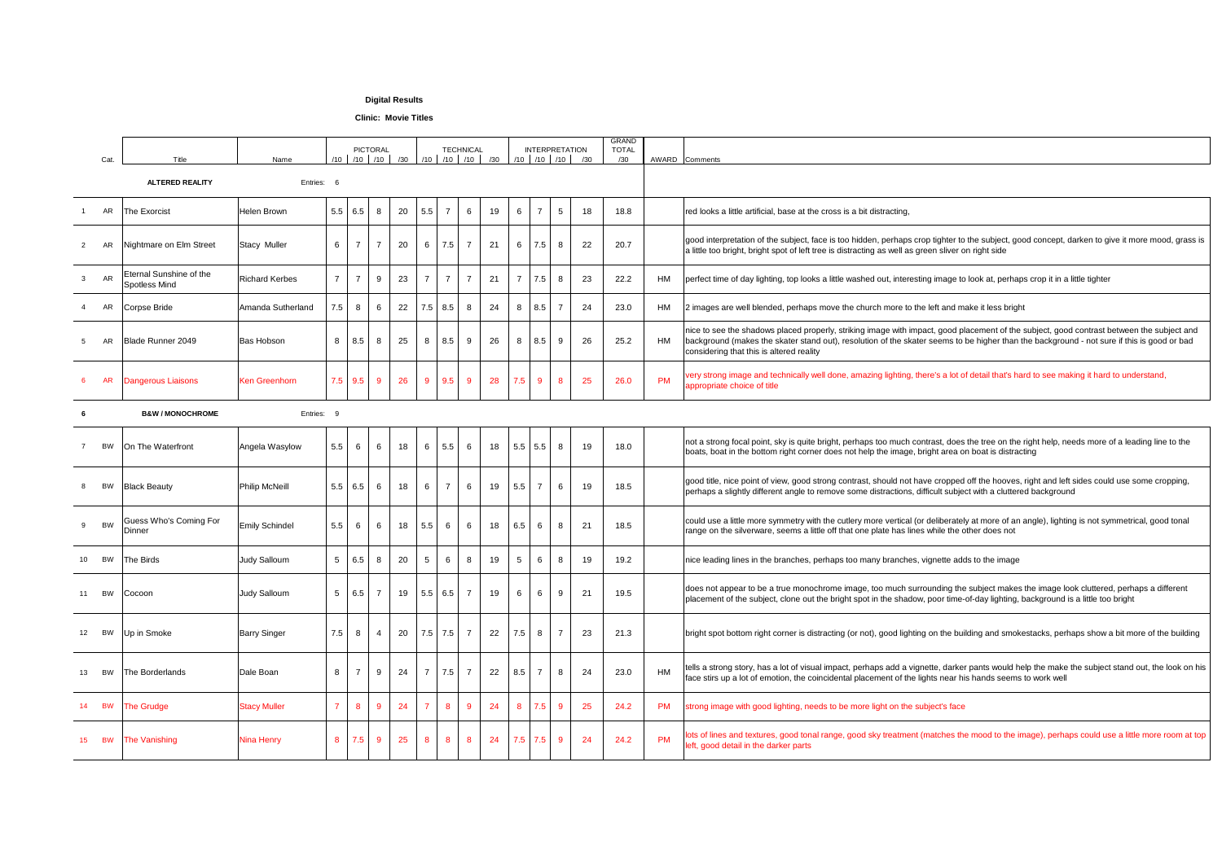**Digital Results**

**Clinic: Movie Titles**

| | Cat. | Title | Name | PICTORAL /10 | /10 | /10 | /30 | TECHNICAL /10 | /10 | /10 | /30 | INTERPRETATION /10 | /10 | /10 | /30 | GRAND TOTAL /30 | AWARD | Comments |
|---|---|---|---|---|---|---|---|---|---|---|---|---|---|---|---|---|---|---|
| | | **ALTERED REALITY** | Entries: 6 | | | | | | | | | | | | | | | |
| 1 | AR | The Exorcist | Helen Brown | 5.5 | 6.5 | 8 | 20 | 5.5 | 7 | 6 | 19 | 6 | 7 | 5 | 18 | 18.8 | | red looks a little artificial, base at the cross is a bit distracting, |
| 2 | AR | Nightmare on Elm Street | Stacy Muller | 6 | 7 | 7 | 20 | 6 | 7.5 | 7 | 21 | 6 | 7.5 | 8 | 22 | 20.7 | | good interpretation of the subject, face is too hidden, perhaps crop tighter to the subject, good concept, darken to give it more mood, grass is a little too bright, bright spot of left tree is distracting as well as green sliver on right side |
| 3 | AR | Eternal Sunshine of the Spotless Mind | Richard Kerbes | 7 | 7 | 9 | 23 | 7 | 7 | 7 | 21 | 7 | 7.5 | 8 | 23 | 22.2 | HM | perfect time of day lighting, top looks a little washed out, interesting image to look at, perhaps crop it in a little tighter |
| 4 | AR | Corpse Bride | Amanda Sutherland | 7.5 | 8 | 6 | 22 | 7.5 | 8.5 | 8 | 24 | 8 | 8.5 | 7 | 24 | 23.0 | HM | 2 images are well blended, perhaps move the church more to the left and make it less bright |
| 5 | AR | Blade Runner 2049 | Bas Hobson | 8 | 8.5 | 8 | 25 | 8 | 8.5 | 9 | 26 | 8 | 8.5 | 9 | 26 | 25.2 | HM | nice to see the shadows placed properly, striking image with impact, good placement of the subject, good contrast between the subject and background (makes the skater stand out), resolution of the skater seems to be higher than the background - not sure if this is good or bad considering that this is altered reality |
| 6 | AR | Dangerous Liaisons | Ken Greenhorn | 7.5 | 9.5 | 9 | 26 | 9 | 9.5 | 9 | 28 | 7.5 | 9 | 8 | 25 | 26.0 | PM | very strong image and technically well done, amazing lighting, there's a lot of detail that's hard to see making it hard to understand, appropriate choice of title |
| 6 | | **B&W / MONOCHROME** | Entries: 9 | | | | | | | | | | | | | | | |
| 7 | BW | On The Waterfront | Angela Wasylow | 5.5 | 6 | 6 | 18 | 6 | 5.5 | 6 | 18 | 5.5 | 5.5 | 8 | 19 | 18.0 | | not a strong focal point, sky is quite bright, perhaps too much contrast, does the tree on the right help, needs more of a leading line to the boats, boat in the bottom right corner does not help the image, bright area on boat is distracting |
| 8 | BW | Black Beauty | Philip McNeill | 5.5 | 6.5 | 6 | 18 | 6 | 7 | 6 | 19 | 5.5 | 7 | 6 | 19 | 18.5 | | good title, nice point of view, good strong contrast, should not have cropped off the hooves, right and left sides could use some cropping, perhaps a slightly different angle to remove some distractions, difficult subject with a cluttered background |
| 9 | BW | Guess Who's Coming For Dinner | Emily Schindel | 5.5 | 6 | 6 | 18 | 5.5 | 6 | 6 | 18 | 6.5 | 6 | 8 | 21 | 18.5 | | could use a little more symmetry with the cutlery more vertical (or deliberately at more of an angle), lighting is not symmetrical, good tonal range on the silverware, seems a little off that one plate has lines while the other does not |
| 10 | BW | The Birds | Judy Salloum | 5 | 6.5 | 8 | 20 | 5 | 6 | 8 | 19 | 5 | 6 | 8 | 19 | 19.2 | | nice leading lines in the branches, perhaps too many branches, vignette adds to the image |
| 11 | BW | Cocoon | Judy Salloum | 5 | 6.5 | 7 | 19 | 5.5 | 6.5 | 7 | 19 | 6 | 6 | 9 | 21 | 19.5 | | does not appear to be a true monochrome image, too much surrounding the subject makes the image look cluttered, perhaps a different placement of the subject, clone out the bright spot in the shadow, poor time-of-day lighting, background is a little too bright |
| 12 | BW | Up in Smoke | Barry Singer | 7.5 | 8 | 4 | 20 | 7.5 | 7.5 | 7 | 22 | 7.5 | 8 | 7 | 23 | 21.3 | | bright spot bottom right corner is distracting (or not), good lighting on the building and smokestacks, perhaps show a bit more of the building |
| 13 | BW | The Borderlands | Dale Boan | 8 | 7 | 9 | 24 | 7 | 7.5 | 7 | 22 | 8.5 | 7 | 8 | 24 | 23.0 | HM | tells a strong story, has a lot of visual impact, perhaps add a vignette, darker pants would help the make the subject stand out, the look on his face stirs up a lot of emotion, the coincidental placement of the lights near his hands seems to work well |
| 14 | BW | The Grudge | Stacy Muller | 7 | 8 | 9 | 24 | 7 | 8 | 9 | 24 | 8 | 7.5 | 9 | 25 | 24.2 | PM | strong image with good lighting, needs to be more light on the subject's face |
| 15 | BW | The Vanishing | Nina Henry | 8 | 7.5 | 9 | 25 | 8 | 8 | 8 | 24 | 7.5 | 7.5 | 9 | 24 | 24.2 | PM | lots of lines and textures, good tonal range, good sky treatment (matches the mood to the image), perhaps could use a little more room at top left, good detail in the darker parts |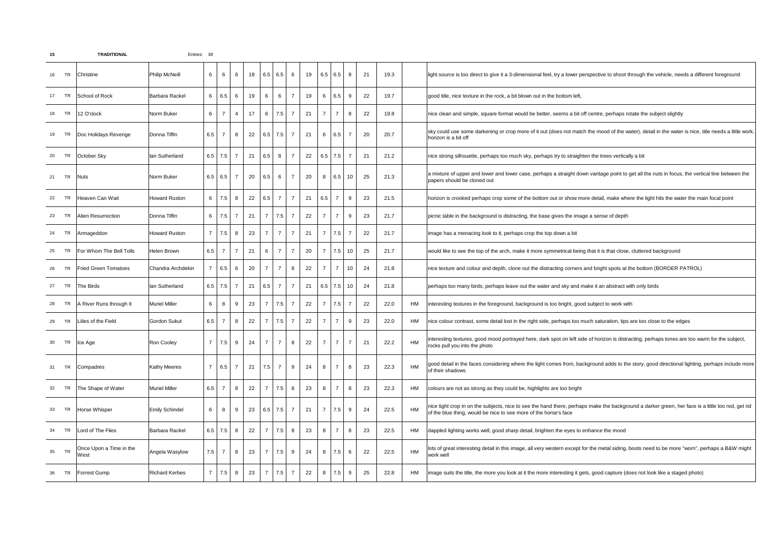| 15 | | **TRADITIONAL** | | Entries: 38 | | | | | | | | | | | | | | | |
|---|---|---|---|---|---|---|---|---|---|---|---|---|---|---|---|---|---|---|---|
| 16 | TR | Christine | Philip McNeill | 6 | 6 | 6 | 18 | 6.5 | 6.5 | 6 | 19 | 6.5 | 6.5 | 8 | 21 | 19.3 | | light source is too direct to give it a 3-dimensional feel, try a lower perspective to shoot through the vehicle, needs a different foreground |
| 17 | TR | School of Rock | Barbara Rackel | 6 | 6.5 | 6 | 19 | 6 | 6 | 7 | 19 | 6 | 6.5 | 9 | 22 | 19.7 | | good title, nice texture in the rock, a bit blown out in the bottom left, |
| 18 | TR | 12 O'clock | Norm Buker | 6 | 7 | 4 | 17 | 6 | 7.5 | 7 | 21 | 7 | 7 | 8 | 22 | 19.8 | | nice clean and simple, square format would be better, seems a bit off centre, perhaps rotate the subject slightly |
| 19 | TR | Doc Holidays Revenge | Donna Tiffin | 6.5 | 7 | 8 | 22 | 6.5 | 7.5 | 7 | 21 | 6 | 6.5 | 7 | 20 | 20.7 | | sky could use some darkening or crop more of it out (does not match the mood of the water), detail in the water is nice, title needs a little work, horizon is a bit off |
| 20 | TR | October Sky | Ian Sutherland | 6.5 | 7.5 | 7 | 21 | 6.5 | 8 | 7 | 22 | 6.5 | 7.5 | 7 | 21 | 21.2 | | nice strong silhouette, perhaps too much sky, perhaps try to straighten the trees vertically a bit |
| 21 | TR | Nuts | Norm Buker | 6.5 | 6.5 | 7 | 20 | 6.5 | 6 | 7 | 20 | 8 | 6.5 | 10 | 25 | 21.3 | | a mixture of upper and lower and lower case, perhaps a straight down vantage point to get all the nuts in focus, the vertical line between the papers should be cloned out |
| 22 | TR | Heaven Can Wait | Howard Ruston | 6 | 7.5 | 8 | 22 | 6.5 | 7 | 7 | 21 | 6.5 | 7 | 9 | 23 | 21.5 | | horizon is crooked perhaps crop some of the bottom out or show more detail, make where the light hits the water the main focal point |
| 23 | TR | Alien Resurrection | Donna Tiffin | 6 | 7.5 | 7 | 21 | 7 | 7.5 | 7 | 22 | 7 | 7 | 9 | 23 | 21.7 | | picnic table in the background is distracting, the base gives the image a sense of depth |
| 24 | TR | Armageddon | Howard Ruston | 7 | 7.5 | 8 | 23 | 7 | 7 | 7 | 21 | 7 | 7.5 | 7 | 22 | 21.7 | | image has a menacing look to it, perhaps crop the top down a bit |
| 25 | TR | For Whom The Bell Tolls | Helen Brown | 6.5 | 7 | 7 | 21 | 6 | 7 | 7 | 20 | 7 | 7.5 | 10 | 25 | 21.7 | | would like to see the top of the arch, make it more symmetrical being that it is that close, cluttered background |
| 26 | TR | Fried Green Tomatoes | Chandra Archdekin | 7 | 6.5 | 6 | 20 | 7 | 7 | 8 | 22 | 7 | 7 | 10 | 24 | 21.8 | | nice texture and colour and depth, clone out the distracting corners and bright spots at the bottom (BORDER PATROL) |
| 27 | TR | The Birds | Ian Sutherland | 6.5 | 7.5 | 7 | 21 | 6.5 | 7 | 7 | 21 | 6.5 | 7.5 | 10 | 24 | 21.8 | | perhaps too many birds, perhaps leave out the water and sky and make it an abstract with only birds |
| 28 | TR | A River Runs through It | Muriel Miller | 6 | 8 | 9 | 23 | 7 | 7.5 | 7 | 22 | 7 | 7.5 | 7 | 22 | 22.0 | HM | interesting textures in the foreground, background is too bright, good subject to work with |
| 29 | TR | Lilies of the Field | Gordon Sukut | 6.5 | 7 | 8 | 22 | 7 | 7.5 | 7 | 22 | 7 | 7 | 9 | 23 | 22.0 | HM | nice colour contrast, some detail lost in the right side, perhaps too much saturation, tips are too close to the edges |
| 30 | TR | Ice Age | Ron Cooley | 7 | 7.5 | 9 | 24 | 7 | 7 | 8 | 22 | 7 | 7 | 7 | 21 | 22.2 | HM | interesting textures, good mood portrayed here, dark spot on left side of horizon is distracting, perhaps tones are too warm for the subject, rocks pull you into the photo |
| 31 | TR | Compadres | Kathy Meeres | 7 | 6.5 | 7 | 21 | 7.5 | 7 | 9 | 24 | 8 | 7 | 8 | 23 | 22.3 | HM | good detail in the faces considering where the light comes from, background adds to the story, good directional lighting, perhaps include more of their shadows |
| 32 | TR | The Shape of Water | Muriel Miller | 6.5 | 7 | 8 | 22 | 7 | 7.5 | 8 | 23 | 8 | 7 | 8 | 23 | 22.3 | HM | colours are not as strong as they could be, highlights are too bright |
| 33 | TR | Horse Whisper | Emily Schindel | 6 | 8 | 9 | 23 | 6.5 | 7.5 | 7 | 21 | 7 | 7.5 | 9 | 24 | 22.5 | HM | nice tight crop in on the subjects, nice to see the hand there, perhaps make the background a darker green, her face is a little too red, get rid of the blue thing, would be nice to see more of the horse's face |
| 34 | TR | Lord of The Flies | Barbara Rackel | 6.5 | 7.5 | 8 | 22 | 7 | 7.5 | 8 | 23 | 8 | 7 | 8 | 23 | 22.5 | HM | dappled lighting works well, good sharp detail, brighten the eyes to enhance the mood |
| 35 | TR | Once Upon a Time in the West | Angela Wasylow | 7.5 | 7 | 8 | 23 | 7 | 7.5 | 9 | 24 | 8 | 7.5 | 6 | 22 | 22.5 | HM | lots of great interesting detail in this image, all very western except for the metal siding, boots need to be more "worn", perhaps a B&W might work well |
| 36 | TR | Forrest Gump | Richard Kerbes | 7 | 7.5 | 8 | 23 | 7 | 7.5 | 7 | 22 | 8 | 7.5 | 9 | 25 | 22.8 | HM | image suits the title, the more you look at it the more interesting it gets, good capture (does not look like a staged photo) |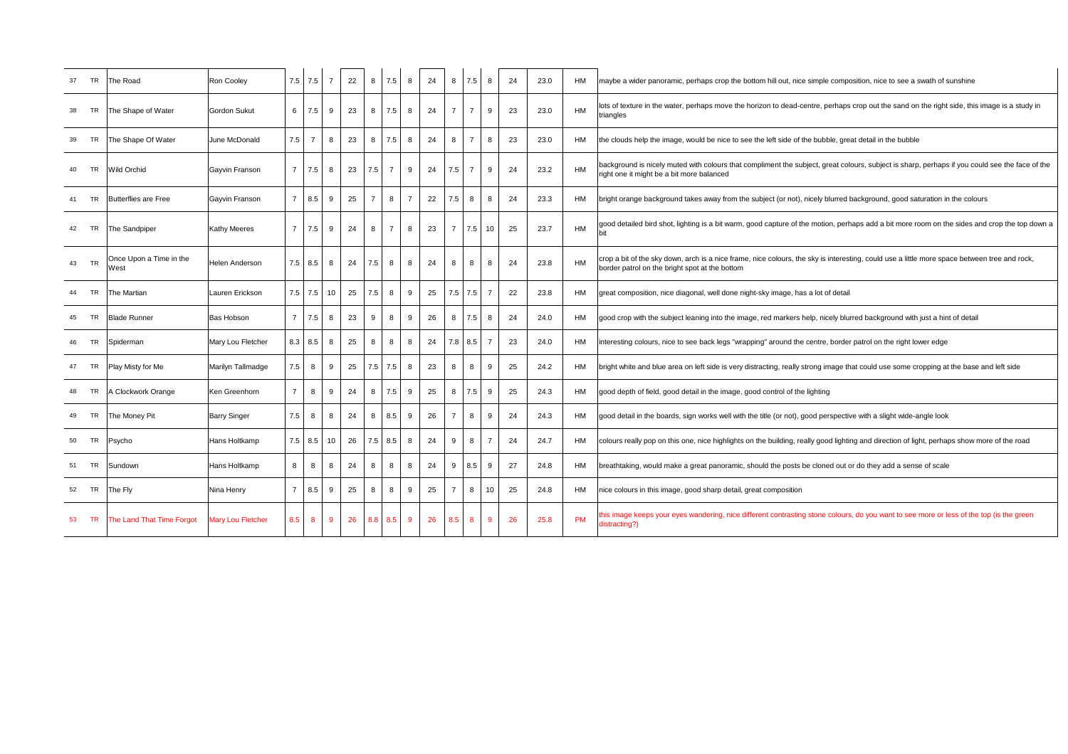| | | | | | | | | | | | | | | | | | | |
|---|---|---|---|---|---|---|---|---|---|---|---|---|---|---|---|---|---|---|
| 37 | TR | The Road | Ron Cooley | 7.5 | 7.5 | 7 | 22 | 8 | 7.5 | 8 | 24 | 8 | 7.5 | 8 | 24 | 23.0 | HM | maybe a wider panoramic, perhaps crop the bottom hill out, nice simple composition, nice to see a swath of sunshine |
| 38 | TR | The Shape of Water | Gordon Sukut | 6 | 7.5 | 9 | 23 | 8 | 7.5 | 8 | 24 | 7 | 7 | 9 | 23 | 23.0 | HM | lots of texture in the water, perhaps move the horizon to dead-centre, perhaps crop out the sand on the right side, this image is a study in triangles |
| 39 | TR | The Shape Of Water | June McDonald | 7.5 | 7 | 8 | 23 | 8 | 7.5 | 8 | 24 | 8 | 7 | 8 | 23 | 23.0 | HM | the clouds help the image, would be nice to see the left side of the bubble, great detail in the bubble |
| 40 | TR | Wild Orchid | Gayvin Franson | 7 | 7.5 | 8 | 23 | 7.5 | 7 | 9 | 24 | 7.5 | 7 | 9 | 24 | 23.2 | HM | background is nicely muted with colours that compliment the subject, great colours, subject is sharp, perhaps if you could see the face of the right one it might be a bit more balanced |
| 41 | TR | Butterflies are Free | Gayvin Franson | 7 | 8.5 | 9 | 25 | 7 | 8 | 7 | 22 | 7.5 | 8 | 8 | 24 | 23.3 | HM | bright orange background takes away from the subject (or not), nicely blurred background, good saturation in the colours |
| 42 | TR | The Sandpiper | Kathy Meeres | 7 | 7.5 | 9 | 24 | 8 | 7 | 8 | 23 | 7 | 7.5 | 10 | 25 | 23.7 | HM | good detailed bird shot, lighting is a bit warm, good capture of the motion, perhaps add a bit more room on the sides and crop the top down a bit |
| 43 | TR | Once Upon a Time in the West | Helen Anderson | 7.5 | 8.5 | 8 | 24 | 7.5 | 8 | 8 | 24 | 8 | 8 | 8 | 24 | 23.8 | HM | crop a bit of the sky down, arch is a nice frame, nice colours, the sky is interesting, could use a little more space between tree and rock, border patrol on the bright spot at the bottom |
| 44 | TR | The Martian | Lauren Erickson | 7.5 | 7.5 | 10 | 25 | 7.5 | 8 | 9 | 25 | 7.5 | 7.5 | 7 | 22 | 23.8 | HM | great composition, nice diagonal, well done night-sky image, has a lot of detail |
| 45 | TR | Blade Runner | Bas Hobson | 7 | 7.5 | 8 | 23 | 9 | 8 | 9 | 26 | 8 | 7.5 | 8 | 24 | 24.0 | HM | good crop with the subject leaning into the image, red markers help, nicely blurred background with just a hint of detail |
| 46 | TR | Spiderman | Mary Lou Fletcher | 8.3 | 8.5 | 8 | 25 | 8 | 8 | 8 | 24 | 7.8 | 8.5 | 7 | 23 | 24.0 | HM | interesting colours, nice to see back legs "wrapping" around the centre, border patrol on the right lower edge |
| 47 | TR | Play Misty for Me | Marilyn Tallmadge | 7.5 | 8 | 9 | 25 | 7.5 | 7.5 | 8 | 23 | 8 | 8 | 9 | 25 | 24.2 | HM | bright white and blue area on left side is very distracting, really strong image that could use some cropping at the base and left side |
| 48 | TR | A Clockwork Orange | Ken Greenhorn | 7 | 8 | 9 | 24 | 8 | 7.5 | 9 | 25 | 8 | 7.5 | 9 | 25 | 24.3 | HM | good depth of field, good detail in the image, good control of the lighting |
| 49 | TR | The Money Pit | Barry Singer | 7.5 | 8 | 8 | 24 | 8 | 8.5 | 9 | 26 | 7 | 8 | 9 | 24 | 24.3 | HM | good detail in the boards, sign works well with the title (or not), good perspective with a slight wide-angle look |
| 50 | TR | Psycho | Hans Holtkamp | 7.5 | 8.5 | 10 | 26 | 7.5 | 8.5 | 8 | 24 | 9 | 8 | 7 | 24 | 24.7 | HM | colours really pop on this one, nice highlights on the building, really good lighting and direction of light, perhaps show more of the road |
| 51 | TR | Sundown | Hans Holtkamp | 8 | 8 | 8 | 24 | 8 | 8 | 8 | 24 | 9 | 8.5 | 9 | 27 | 24.8 | HM | breathtaking, would make a great panoramic, should the posts be cloned out or do they add a sense of scale |
| 52 | TR | The Fly | Nina Henry | 7 | 8.5 | 9 | 25 | 8 | 8 | 9 | 25 | 7 | 8 | 10 | 25 | 24.8 | HM | nice colours in this image, good sharp detail, great composition |
| 53 | TR | The Land That Time Forgot | Mary Lou Fletcher | 8.5 | 8 | 9 | 26 | 8.8 | 8.5 | 9 | 26 | 8.5 | 8 | 9 | 26 | 25.8 | PM | this image keeps your eyes wandering, nice different contrasting stone colours, do you want to see more or less of the top (is the green distracting?) |